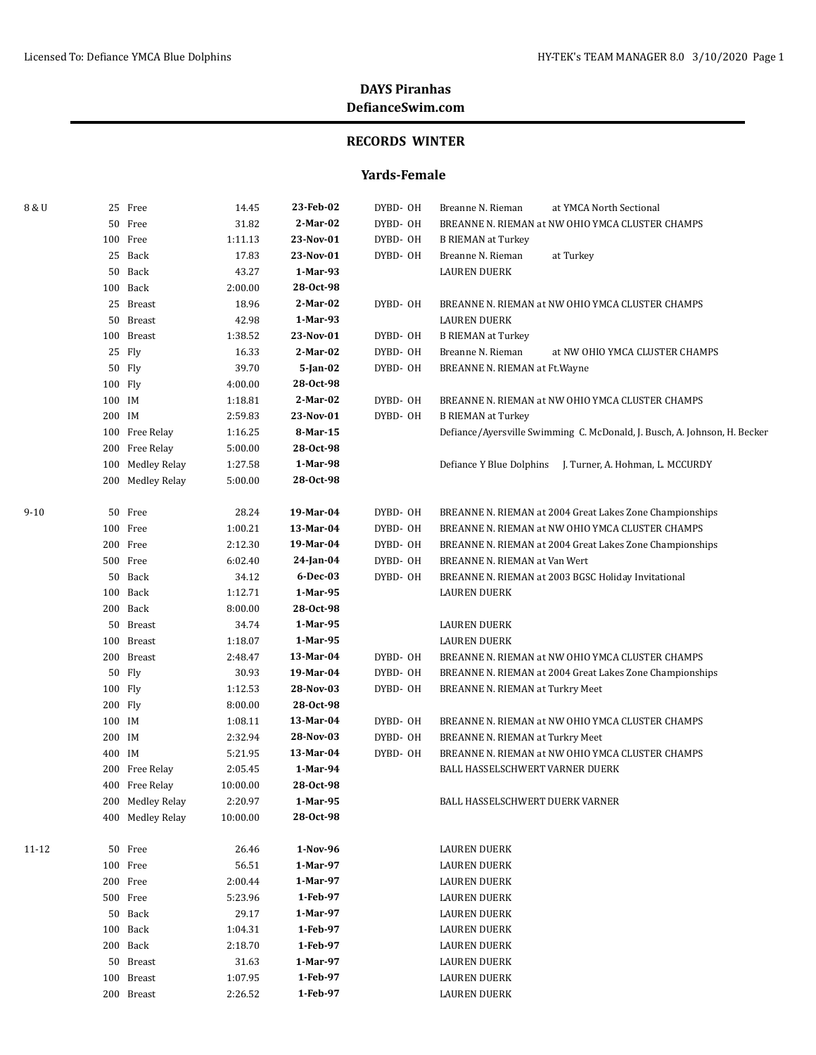# DAYS Piranhas
## DefianceSwim.com

### RECORDS WINTER

### Yards-Female

| Age Group | Event | Time | Date | Team | Name / Meet |
|---|---|---|---|---|---|
| 8 & U | 25 Free | 14.45 | 23-Feb-02 | DYBD- OH | Breanne N. Rieman at YMCA North Sectional |
| | 50 Free | 31.82 | 2-Mar-02 | DYBD- OH | BREANNE N. RIEMAN at NW OHIO YMCA CLUSTER CHAMPS |
| | 100 Free | 1:11.13 | 23-Nov-01 | DYBD- OH | B RIEMAN at Turkey |
| | 25 Back | 17.83 | 23-Nov-01 | DYBD- OH | Breanne N. Rieman at Turkey |
| | 50 Back | 43.27 | 1-Mar-93 | | LAUREN DUERK |
| | 100 Back | 2:00.00 | 28-Oct-98 | | |
| | 25 Breast | 18.96 | 2-Mar-02 | DYBD- OH | BREANNE N. RIEMAN at NW OHIO YMCA CLUSTER CHAMPS |
| | 50 Breast | 42.98 | 1-Mar-93 | | LAUREN DUERK |
| | 100 Breast | 1:38.52 | 23-Nov-01 | DYBD- OH | B RIEMAN at Turkey |
| | 25 Fly | 16.33 | 2-Mar-02 | DYBD- OH | Breanne N. Rieman at NW OHIO YMCA CLUSTER CHAMPS |
| | 50 Fly | 39.70 | 5-Jan-02 | DYBD- OH | BREANNE N. RIEMAN at Ft.Wayne |
| | 100 Fly | 4:00.00 | 28-Oct-98 | | |
| | 100 IM | 1:18.81 | 2-Mar-02 | DYBD- OH | BREANNE N. RIEMAN at NW OHIO YMCA CLUSTER CHAMPS |
| | 200 IM | 2:59.83 | 23-Nov-01 | DYBD- OH | B RIEMAN at Turkey |
| | 100 Free Relay | 1:16.25 | 8-Mar-15 | | Defiance/Ayersville Swimming C. McDonald, J. Busch, A. Johnson, H. Becker |
| | 200 Free Relay | 5:00.00 | 28-Oct-98 | | |
| | 100 Medley Relay | 1:27.58 | 1-Mar-98 | | Defiance Y Blue Dolphins J. Turner, A. Hohman, L. MCCURDY |
| | 200 Medley Relay | 5:00.00 | 28-Oct-98 | | |
| 9-10 | 50 Free | 28.24 | 19-Mar-04 | DYBD- OH | BREANNE N. RIEMAN at 2004 Great Lakes Zone Championships |
| | 100 Free | 1:00.21 | 13-Mar-04 | DYBD- OH | BREANNE N. RIEMAN at NW OHIO YMCA CLUSTER CHAMPS |
| | 200 Free | 2:12.30 | 19-Mar-04 | DYBD- OH | BREANNE N. RIEMAN at 2004 Great Lakes Zone Championships |
| | 500 Free | 6:02.40 | 24-Jan-04 | DYBD- OH | BREANNE N. RIEMAN at Van Wert |
| | 50 Back | 34.12 | 6-Dec-03 | DYBD- OH | BREANNE N. RIEMAN at 2003 BGSC Holiday Invitational |
| | 100 Back | 1:12.71 | 1-Mar-95 | | LAUREN DUERK |
| | 200 Back | 8:00.00 | 28-Oct-98 | | |
| | 50 Breast | 34.74 | 1-Mar-95 | | LAUREN DUERK |
| | 100 Breast | 1:18.07 | 1-Mar-95 | | LAUREN DUERK |
| | 200 Breast | 2:48.47 | 13-Mar-04 | DYBD- OH | BREANNE N. RIEMAN at NW OHIO YMCA CLUSTER CHAMPS |
| | 50 Fly | 30.93 | 19-Mar-04 | DYBD- OH | BREANNE N. RIEMAN at 2004 Great Lakes Zone Championships |
| | 100 Fly | 1:12.53 | 28-Nov-03 | DYBD- OH | BREANNE N. RIEMAN at Turkry Meet |
| | 200 Fly | 8:00.00 | 28-Oct-98 | | |
| | 100 IM | 1:08.11 | 13-Mar-04 | DYBD- OH | BREANNE N. RIEMAN at NW OHIO YMCA CLUSTER CHAMPS |
| | 200 IM | 2:32.94 | 28-Nov-03 | DYBD- OH | BREANNE N. RIEMAN at Turkry Meet |
| | 400 IM | 5:21.95 | 13-Mar-04 | DYBD- OH | BREANNE N. RIEMAN at NW OHIO YMCA CLUSTER CHAMPS |
| | 200 Free Relay | 2:05.45 | 1-Mar-94 | | BALL HASSELSCHWERT VARNER DUERK |
| | 400 Free Relay | 10:00.00 | 28-Oct-98 | | |
| | 200 Medley Relay | 2:20.97 | 1-Mar-95 | | BALL HASSELSCHWERT DUERK VARNER |
| | 400 Medley Relay | 10:00.00 | 28-Oct-98 | | |
| 11-12 | 50 Free | 26.46 | 1-Nov-96 | | LAUREN DUERK |
| | 100 Free | 56.51 | 1-Mar-97 | | LAUREN DUERK |
| | 200 Free | 2:00.44 | 1-Mar-97 | | LAUREN DUERK |
| | 500 Free | 5:23.96 | 1-Feb-97 | | LAUREN DUERK |
| | 50 Back | 29.17 | 1-Mar-97 | | LAUREN DUERK |
| | 100 Back | 1:04.31 | 1-Feb-97 | | LAUREN DUERK |
| | 200 Back | 2:18.70 | 1-Feb-97 | | LAUREN DUERK |
| | 50 Breast | 31.63 | 1-Mar-97 | | LAUREN DUERK |
| | 100 Breast | 1:07.95 | 1-Feb-97 | | LAUREN DUERK |
| | 200 Breast | 2:26.52 | 1-Feb-97 | | LAUREN DUERK |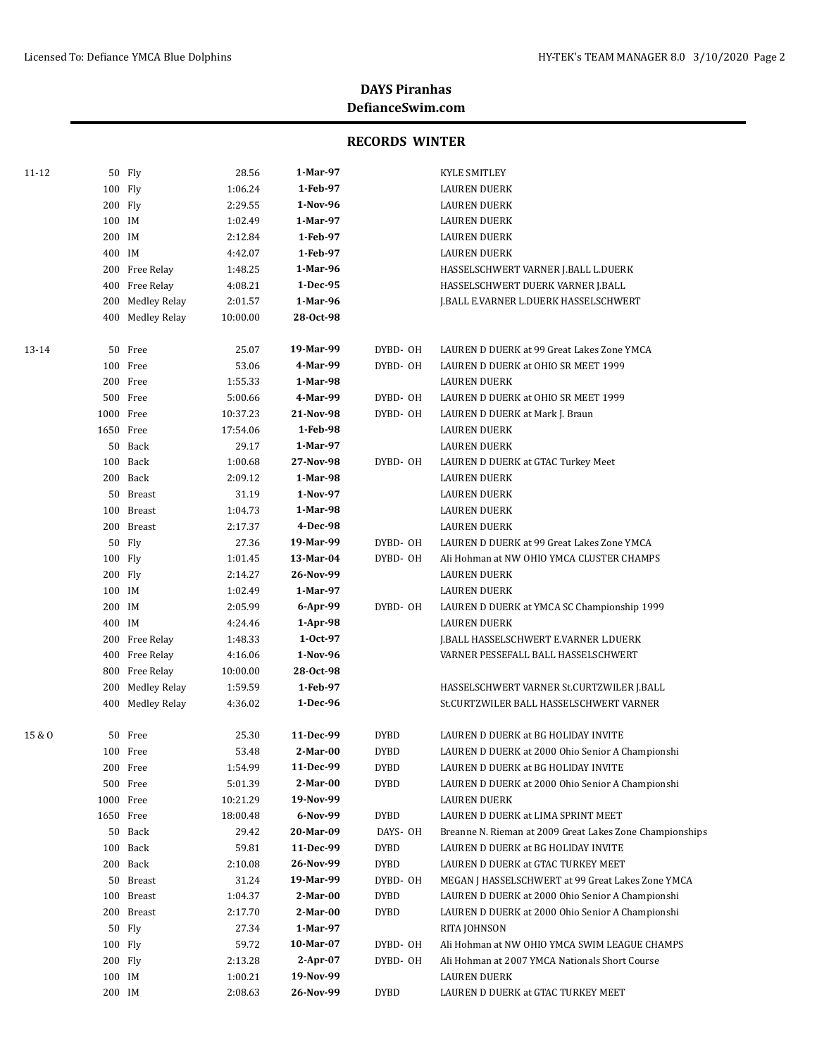## DAYS Piranhas
## DefianceSwim.com

### RECORDS WINTER

| Age | Event | Time | Date | Team | Swimmer |
|---|---|---|---|---|---|
| 11-12 | 50 Fly | 28.56 | **1-Mar-97** | | KYLE SMITLEY |
| | 100 Fly | 1:06.24 | **1-Feb-97** | | LAUREN DUERK |
| | 200 Fly | 2:29.55 | **1-Nov-96** | | LAUREN DUERK |
| | 100 IM | 1:02.49 | **1-Mar-97** | | LAUREN DUERK |
| | 200 IM | 2:12.84 | **1-Feb-97** | | LAUREN DUERK |
| | 400 IM | 4:42.07 | **1-Feb-97** | | LAUREN DUERK |
| | 200 Free Relay | 1:48.25 | **1-Mar-96** | | HASSELSCHWERT VARNER J.BALL L.DUERK |
| | 400 Free Relay | 4:08.21 | **1-Dec-95** | | HASSELSCHWERT DUERK VARNER J.BALL |
| | 200 Medley Relay | 2:01.57 | **1-Mar-96** | | J.BALL E.VARNER L.DUERK HASSELSCHWERT |
| | 400 Medley Relay | 10:00.00 | **28-Oct-98** | | |
| 13-14 | 50 Free | 25.07 | **19-Mar-99** | DYBD- OH | LAUREN D DUERK at 99 Great Lakes Zone YMCA |
| | 100 Free | 53.06 | **4-Mar-99** | DYBD- OH | LAUREN D DUERK at OHIO SR MEET 1999 |
| | 200 Free | 1:55.33 | **1-Mar-98** | | LAUREN DUERK |
| | 500 Free | 5:00.66 | **4-Mar-99** | DYBD- OH | LAUREN D DUERK at OHIO SR MEET 1999 |
| | 1000 Free | 10:37.23 | **21-Nov-98** | DYBD- OH | LAUREN D DUERK at Mark J. Braun |
| | 1650 Free | 17:54.06 | **1-Feb-98** | | LAUREN DUERK |
| | 50 Back | 29.17 | **1-Mar-97** | | LAUREN DUERK |
| | 100 Back | 1:00.68 | **27-Nov-98** | DYBD- OH | LAUREN D DUERK at GTAC Turkey Meet |
| | 200 Back | 2:09.12 | **1-Mar-98** | | LAUREN DUERK |
| | 50 Breast | 31.19 | **1-Nov-97** | | LAUREN DUERK |
| | 100 Breast | 1:04.73 | **1-Mar-98** | | LAUREN DUERK |
| | 200 Breast | 2:17.37 | **4-Dec-98** | | LAUREN DUERK |
| | 50 Fly | 27.36 | **19-Mar-99** | DYBD- OH | LAUREN D DUERK at 99 Great Lakes Zone YMCA |
| | 100 Fly | 1:01.45 | **13-Mar-04** | DYBD- OH | Ali Hohman at NW OHIO YMCA CLUSTER CHAMPS |
| | 200 Fly | 2:14.27 | **26-Nov-99** | | LAUREN DUERK |
| | 100 IM | 1:02.49 | **1-Mar-97** | | LAUREN DUERK |
| | 200 IM | 2:05.99 | **6-Apr-99** | DYBD- OH | LAUREN D DUERK at YMCA SC Championship 1999 |
| | 400 IM | 4:24.46 | **1-Apr-98** | | LAUREN DUERK |
| | 200 Free Relay | 1:48.33 | **1-Oct-97** | | J.BALL HASSELSCHWERT E.VARNER L.DUERK |
| | 400 Free Relay | 4:16.06 | **1-Nov-96** | | VARNER PESSEFALL BALL HASSELSCHWERT |
| | 800 Free Relay | 10:00.00 | **28-Oct-98** | | |
| | 200 Medley Relay | 1:59.59 | **1-Feb-97** | | HASSELSCHWERT VARNER St.CURTZWILER J.BALL |
| | 400 Medley Relay | 4:36.02 | **1-Dec-96** | | St.CURTZWILER BALL HASSELSCHWERT VARNER |
| 15 & O | 50 Free | 25.30 | **11-Dec-99** | DYBD | LAUREN D DUERK at BG HOLIDAY INVITE |
| | 100 Free | 53.48 | **2-Mar-00** | DYBD | LAUREN D DUERK at 2000 Ohio Senior A Championshi |
| | 200 Free | 1:54.99 | **11-Dec-99** | DYBD | LAUREN D DUERK at BG HOLIDAY INVITE |
| | 500 Free | 5:01.39 | **2-Mar-00** | DYBD | LAUREN D DUERK at 2000 Ohio Senior A Championshi |
| | 1000 Free | 10:21.29 | **19-Nov-99** | | LAUREN DUERK |
| | 1650 Free | 18:00.48 | **6-Nov-99** | DYBD | LAUREN D DUERK at LIMA SPRINT MEET |
| | 50 Back | 29.42 | **20-Mar-09** | DAYS- OH | Breanne N. Rieman at 2009 Great Lakes Zone Championships |
| | 100 Back | 59.81 | **11-Dec-99** | DYBD | LAUREN D DUERK at BG HOLIDAY INVITE |
| | 200 Back | 2:10.08 | **26-Nov-99** | DYBD | LAUREN D DUERK at GTAC TURKEY MEET |
| | 50 Breast | 31.24 | **19-Mar-99** | DYBD- OH | MEGAN J HASSELSCHWERT at 99 Great Lakes Zone YMCA |
| | 100 Breast | 1:04.37 | **2-Mar-00** | DYBD | LAUREN D DUERK at 2000 Ohio Senior A Championshi |
| | 200 Breast | 2:17.70 | **2-Mar-00** | DYBD | LAUREN D DUERK at 2000 Ohio Senior A Championshi |
| | 50 Fly | 27.34 | **1-Mar-97** | | RITA JOHNSON |
| | 100 Fly | 59.72 | **10-Mar-07** | DYBD- OH | Ali Hohman at NW OHIO YMCA SWIM LEAGUE CHAMPS |
| | 200 Fly | 2:13.28 | **2-Apr-07** | DYBD- OH | Ali Hohman at 2007 YMCA Nationals Short Course |
| | 100 IM | 1:00.21 | **19-Nov-99** | | LAUREN DUERK |
| | 200 IM | 2:08.63 | **26-Nov-99** | DYBD | LAUREN D DUERK at GTAC TURKEY MEET |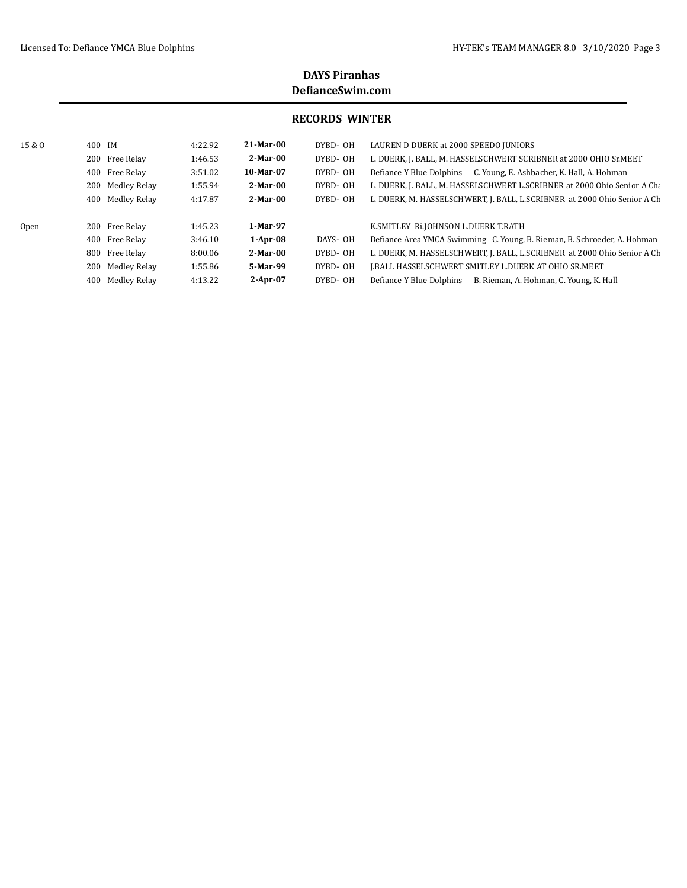**DAYS Piranhas**
**DefianceSwim.com**

## RECORDS WINTER

| Age Group | Event | Time | Date | Team | Swimmer(s) |
|---|---|---|---|---|---|
| 15 & O | 400 IM | 4:22.92 | **21-Mar-00** | DYBD- OH | LAUREN D DUERK at 2000 SPEEDO JUNIORS |
| | 200 Free Relay | 1:46.53 | **2-Mar-00** | DYBD- OH | L. DUERK, J. BALL, M. HASSELSCHWERT SCRIBNER at 2000 OHIO Sr.MEET |
| | 400 Free Relay | 3:51.02 | **10-Mar-07** | DYBD- OH | Defiance Y Blue Dolphins C. Young, E. Ashbacher, K. Hall, A. Hohman |
| | 200 Medley Relay | 1:55.94 | **2-Mar-00** | DYBD- OH | L. DUERK, J. BALL, M. HASSELSCHWERT L.SCRIBNER at 2000 Ohio Senior A Cha |
| | 400 Medley Relay | 4:17.87 | **2-Mar-00** | DYBD- OH | L. DUERK, M. HASSELSCHWERT, J. BALL, L.SCRIBNER at 2000 Ohio Senior A Ch |
| Open | 200 Free Relay | 1:45.23 | **1-Mar-97** | | K.SMITLEY Ri.JOHNSON L.DUERK T.RATH |
| | 400 Free Relay | 3:46.10 | **1-Apr-08** | DAYS- OH | Defiance Area YMCA Swimming C. Young, B. Rieman, B. Schroeder, A. Hohman |
| | 800 Free Relay | 8:00.06 | **2-Mar-00** | DYBD- OH | L. DUERK, M. HASSELSCHWERT, J. BALL, L.SCRIBNER at 2000 Ohio Senior A Ch |
| | 200 Medley Relay | 1:55.86 | **5-Mar-99** | DYBD- OH | J.BALL HASSELSCHWERT SMITLEY L.DUERK AT OHIO SR.MEET |
| | 400 Medley Relay | 4:13.22 | **2-Apr-07** | DYBD- OH | Defiance Y Blue Dolphins B. Rieman, A. Hohman, C. Young, K. Hall |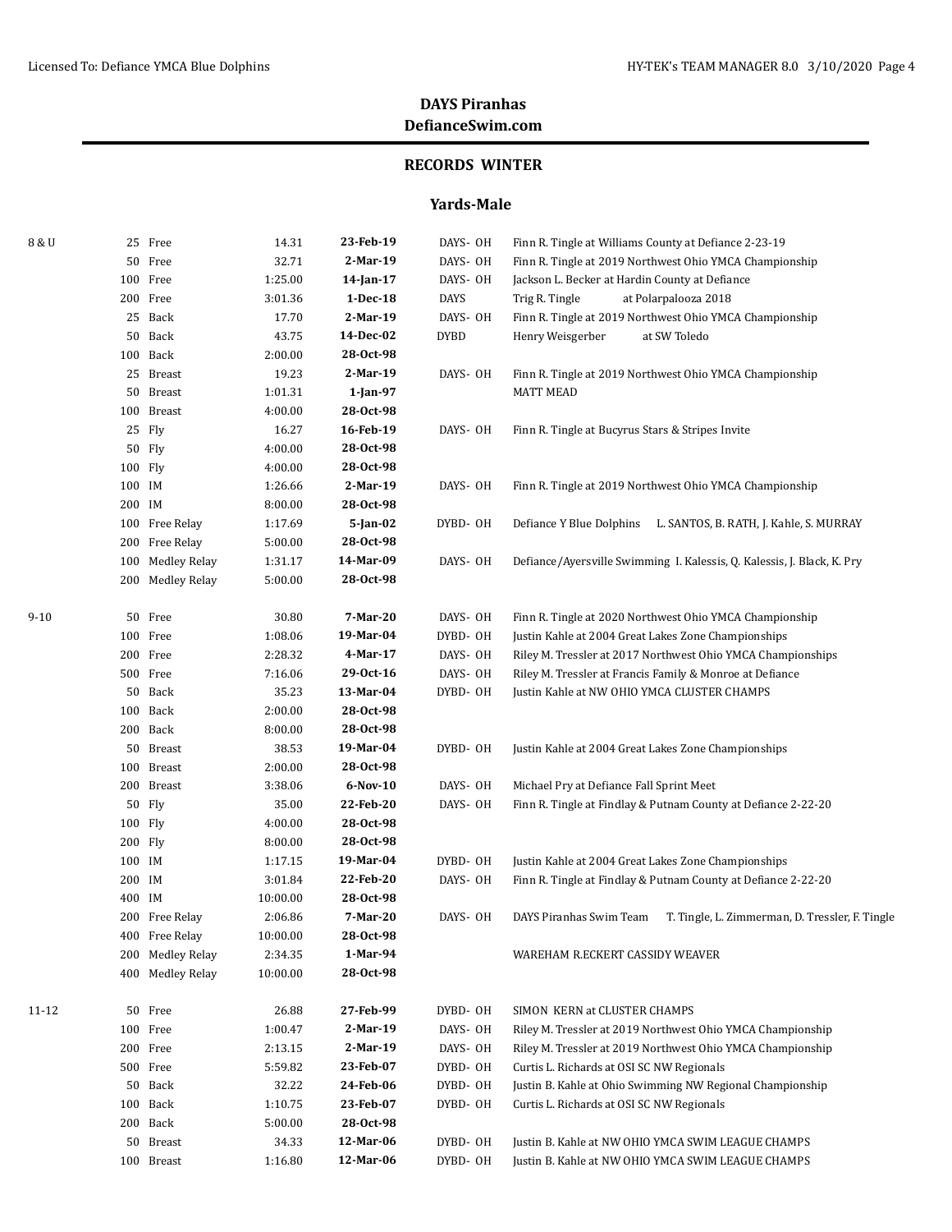## DAYS Piranhas
## DefianceSwim.com

### RECORDS WINTER

### Yards-Male

| Age Group | Event | Time | Date | Team | Swimmer / Meet |
|---|---|---|---|---|---|
| 8 & U | 25 Free | 14.31 | **23-Feb-19** | DAYS- OH | Finn R. Tingle at Williams County at Defiance 2-23-19 |
| | 50 Free | 32.71 | **2-Mar-19** | DAYS- OH | Finn R. Tingle at 2019 Northwest Ohio YMCA Championship |
| | 100 Free | 1:25.00 | **14-Jan-17** | DAYS- OH | Jackson L. Becker at Hardin County at Defiance |
| | 200 Free | 3:01.36 | **1-Dec-18** | DAYS | Trig R. Tingle at Polarpalooza 2018 |
| | 25 Back | 17.70 | **2-Mar-19** | DAYS- OH | Finn R. Tingle at 2019 Northwest Ohio YMCA Championship |
| | 50 Back | 43.75 | **14-Dec-02** | DYBD | Henry Weisgerber at SW Toledo |
| | 100 Back | 2:00.00 | **28-Oct-98** | | |
| | 25 Breast | 19.23 | **2-Mar-19** | DAYS- OH | Finn R. Tingle at 2019 Northwest Ohio YMCA Championship |
| | 50 Breast | 1:01.31 | **1-Jan-97** | | MATT MEAD |
| | 100 Breast | 4:00.00 | **28-Oct-98** | | |
| | 25 Fly | 16.27 | **16-Feb-19** | DAYS- OH | Finn R. Tingle at Bucyrus Stars & Stripes Invite |
| | 50 Fly | 4:00.00 | **28-Oct-98** | | |
| | 100 Fly | 4:00.00 | **28-Oct-98** | | |
| | 100 IM | 1:26.66 | **2-Mar-19** | DAYS- OH | Finn R. Tingle at 2019 Northwest Ohio YMCA Championship |
| | 200 IM | 8:00.00 | **28-Oct-98** | | |
| | 100 Free Relay | 1:17.69 | **5-Jan-02** | DYBD- OH | Defiance Y Blue Dolphins L. SANTOS, B. RATH, J. Kahle, S. MURRAY |
| | 200 Free Relay | 5:00.00 | **28-Oct-98** | | |
| | 100 Medley Relay | 1:31.17 | **14-Mar-09** | DAYS- OH | Defiance/Ayersville Swimming I. Kalessis, Q. Kalessis, J. Black, K. Pry |
| | 200 Medley Relay | 5:00.00 | **28-Oct-98** | | |
| 9-10 | 50 Free | 30.80 | **7-Mar-20** | DAYS- OH | Finn R. Tingle at 2020 Northwest Ohio YMCA Championship |
| | 100 Free | 1:08.06 | **19-Mar-04** | DYBD- OH | Justin Kahle at 2004 Great Lakes Zone Championships |
| | 200 Free | 2:28.32 | **4-Mar-17** | DAYS- OH | Riley M. Tressler at 2017 Northwest Ohio YMCA Championships |
| | 500 Free | 7:16.06 | **29-Oct-16** | DAYS- OH | Riley M. Tressler at Francis Family & Monroe at Defiance |
| | 50 Back | 35.23 | **13-Mar-04** | DYBD- OH | Justin Kahle at NW OHIO YMCA CLUSTER CHAMPS |
| | 100 Back | 2:00.00 | **28-Oct-98** | | |
| | 200 Back | 8:00.00 | **28-Oct-98** | | |
| | 50 Breast | 38.53 | **19-Mar-04** | DYBD- OH | Justin Kahle at 2004 Great Lakes Zone Championships |
| | 100 Breast | 2:00.00 | **28-Oct-98** | | |
| | 200 Breast | 3:38.06 | **6-Nov-10** | DAYS- OH | Michael Pry at Defiance Fall Sprint Meet |
| | 50 Fly | 35.00 | **22-Feb-20** | DAYS- OH | Finn R. Tingle at Findlay & Putnam County at Defiance 2-22-20 |
| | 100 Fly | 4:00.00 | **28-Oct-98** | | |
| | 200 Fly | 8:00.00 | **28-Oct-98** | | |
| | 100 IM | 1:17.15 | **19-Mar-04** | DYBD- OH | Justin Kahle at 2004 Great Lakes Zone Championships |
| | 200 IM | 3:01.84 | **22-Feb-20** | DAYS- OH | Finn R. Tingle at Findlay & Putnam County at Defiance 2-22-20 |
| | 400 IM | 10:00.00 | **28-Oct-98** | | |
| | 200 Free Relay | 2:06.86 | **7-Mar-20** | DAYS- OH | DAYS Piranhas Swim Team T. Tingle, L. Zimmerman, D. Tressler, F. Tingle |
| | 400 Free Relay | 10:00.00 | **28-Oct-98** | | |
| | 200 Medley Relay | 2:34.35 | **1-Mar-94** | | WAREHAM R.ECKERT CASSIDY WEAVER |
| | 400 Medley Relay | 10:00.00 | **28-Oct-98** | | |
| 11-12 | 50 Free | 26.88 | **27-Feb-99** | DYBD- OH | SIMON KERN at CLUSTER CHAMPS |
| | 100 Free | 1:00.47 | **2-Mar-19** | DAYS- OH | Riley M. Tressler at 2019 Northwest Ohio YMCA Championship |
| | 200 Free | 2:13.15 | **2-Mar-19** | DAYS- OH | Riley M. Tressler at 2019 Northwest Ohio YMCA Championship |
| | 500 Free | 5:59.82 | **23-Feb-07** | DYBD- OH | Curtis L. Richards at OSI SC NW Regionals |
| | 50 Back | 32.22 | **24-Feb-06** | DYBD- OH | Justin B. Kahle at Ohio Swimming NW Regional Championship |
| | 100 Back | 1:10.75 | **23-Feb-07** | DYBD- OH | Curtis L. Richards at OSI SC NW Regionals |
| | 200 Back | 5:00.00 | **28-Oct-98** | | |
| | 50 Breast | 34.33 | **12-Mar-06** | DYBD- OH | Justin B. Kahle at NW OHIO YMCA SWIM LEAGUE CHAMPS |
| | 100 Breast | 1:16.80 | **12-Mar-06** | DYBD- OH | Justin B. Kahle at NW OHIO YMCA SWIM LEAGUE CHAMPS |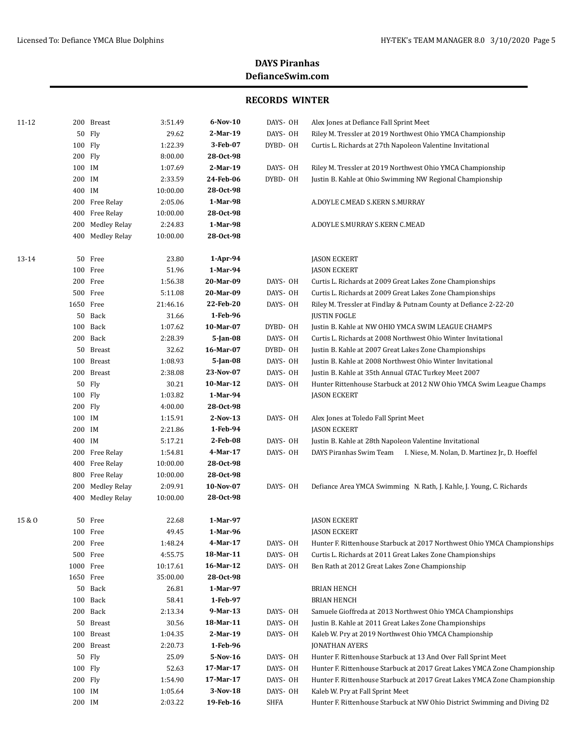## DAYS Piranhas
## DefianceSwim.com

### RECORDS WINTER

| Age | Event | Time | Date | Team | Swimmer / Meet |
|---|---|---|---|---|---|
| 11-12 | 200 Breast | 3:51.49 | **6-Nov-10** | DAYS- OH | Alex Jones at Defiance Fall Sprint Meet |
| | 50 Fly | 29.62 | **2-Mar-19** | DAYS- OH | Riley M. Tressler at 2019 Northwest Ohio YMCA Championship |
| | 100 Fly | 1:22.39 | **3-Feb-07** | DYBD- OH | Curtis L. Richards at 27th Napoleon Valentine Invitational |
| | 200 Fly | 8:00.00 | **28-Oct-98** | | |
| | 100 IM | 1:07.69 | **2-Mar-19** | DAYS- OH | Riley M. Tressler at 2019 Northwest Ohio YMCA Championship |
| | 200 IM | 2:33.59 | **24-Feb-06** | DYBD- OH | Justin B. Kahle at Ohio Swimming NW Regional Championship |
| | 400 IM | 10:00.00 | **28-Oct-98** | | |
| | 200 Free Relay | 2:05.06 | **1-Mar-98** | | A.DOYLE C.MEAD S.KERN S.MURRAY |
| | 400 Free Relay | 10:00.00 | **28-Oct-98** | | |
| | 200 Medley Relay | 2:24.83 | **1-Mar-98** | | A.DOYLE S.MURRAY S.KERN C.MEAD |
| | 400 Medley Relay | 10:00.00 | **28-Oct-98** | | |
| 13-14 | 50 Free | 23.80 | **1-Apr-94** | | JASON ECKERT |
| | 100 Free | 51.96 | **1-Mar-94** | | JASON ECKERT |
| | 200 Free | 1:56.38 | **20-Mar-09** | DAYS- OH | Curtis L. Richards at 2009 Great Lakes Zone Championships |
| | 500 Free | 5:11.08 | **20-Mar-09** | DAYS- OH | Curtis L. Richards at 2009 Great Lakes Zone Championships |
| | 1650 Free | 21:46.16 | **22-Feb-20** | DAYS- OH | Riley M. Tressler at Findlay & Putnam County at Defiance 2-22-20 |
| | 50 Back | 31.66 | **1-Feb-96** | | JUSTIN FOGLE |
| | 100 Back | 1:07.62 | **10-Mar-07** | DYBD- OH | Justin B. Kahle at NW OHIO YMCA SWIM LEAGUE CHAMPS |
| | 200 Back | 2:28.39 | **5-Jan-08** | DAYS- OH | Curtis L. Richards at 2008 Northwest Ohio Winter Invitational |
| | 50 Breast | 32.62 | **16-Mar-07** | DYBD- OH | Justin B. Kahle at 2007 Great Lakes Zone Championships |
| | 100 Breast | 1:08.93 | **5-Jan-08** | DAYS- OH | Justin B. Kahle at 2008 Northwest Ohio Winter Invitational |
| | 200 Breast | 2:38.08 | **23-Nov-07** | DAYS- OH | Justin B. Kahle at 35th Annual GTAC Turkey Meet 2007 |
| | 50 Fly | 30.21 | **10-Mar-12** | DAYS- OH | Hunter Rittenhouse Starbuck at 2012 NW Ohio YMCA Swim League Champs |
| | 100 Fly | 1:03.82 | **1-Mar-94** | | JASON ECKERT |
| | 200 Fly | 4:00.00 | **28-Oct-98** | | |
| | 100 IM | 1:15.91 | **2-Nov-13** | DAYS- OH | Alex Jones at Toledo Fall Sprint Meet |
| | 200 IM | 2:21.86 | **1-Feb-94** | | JASON ECKERT |
| | 400 IM | 5:17.21 | **2-Feb-08** | DAYS- OH | Justin B. Kahle at 28th Napoleon Valentine Invitational |
| | 200 Free Relay | 1:54.81 | **4-Mar-17** | DAYS- OH | DAYS Piranhas Swim Team I. Niese, M. Nolan, D. Martinez Jr., D. Hoeffel |
| | 400 Free Relay | 10:00.00 | **28-Oct-98** | | |
| | 800 Free Relay | 10:00.00 | **28-Oct-98** | | |
| | 200 Medley Relay | 2:09.91 | **10-Nov-07** | DAYS- OH | Defiance Area YMCA Swimming N. Rath, J. Kahle, J. Young, C. Richards |
| | 400 Medley Relay | 10:00.00 | **28-Oct-98** | | |
| 15 & O | 50 Free | 22.68 | **1-Mar-97** | | JASON ECKERT |
| | 100 Free | 49.45 | **1-Mar-96** | | JASON ECKERT |
| | 200 Free | 1:48.24 | **4-Mar-17** | DAYS- OH | Hunter F. Rittenhouse Starbuck at 2017 Northwest Ohio YMCA Championships |
| | 500 Free | 4:55.75 | **18-Mar-11** | DAYS- OH | Curtis L. Richards at 2011 Great Lakes Zone Championships |
| | 1000 Free | 10:17.61 | **16-Mar-12** | DAYS- OH | Ben Rath at 2012 Great Lakes Zone Championship |
| | 1650 Free | 35:00.00 | **28-Oct-98** | | |
| | 50 Back | 26.81 | **1-Mar-97** | | BRIAN HENCH |
| | 100 Back | 58.41 | **1-Feb-97** | | BRIAN HENCH |
| | 200 Back | 2:13.34 | **9-Mar-13** | DAYS- OH | Samuele Gioffreda at 2013 Northwest Ohio YMCA Championships |
| | 50 Breast | 30.56 | **18-Mar-11** | DAYS- OH | Justin B. Kahle at 2011 Great Lakes Zone Championships |
| | 100 Breast | 1:04.35 | **2-Mar-19** | DAYS- OH | Kaleb W. Pry at 2019 Northwest Ohio YMCA Championship |
| | 200 Breast | 2:20.73 | **1-Feb-96** | | JONATHAN AYERS |
| | 50 Fly | 25.09 | **5-Nov-16** | DAYS- OH | Hunter F. Rittenhouse Starbuck at 13 And Over Fall Sprint Meet |
| | 100 Fly | 52.63 | **17-Mar-17** | DAYS- OH | Hunter F. Rittenhouse Starbuck at 2017 Great Lakes YMCA Zone Championship |
| | 200 Fly | 1:54.90 | **17-Mar-17** | DAYS- OH | Hunter F. Rittenhouse Starbuck at 2017 Great Lakes YMCA Zone Championship |
| | 100 IM | 1:05.64 | **3-Nov-18** | DAYS- OH | Kaleb W. Pry at Fall Sprint Meet |
| | 200 IM | 2:03.22 | **19-Feb-16** | SHFA | Hunter F. Rittenhouse Starbuck at NW Ohio District Swimming and Diving D2 |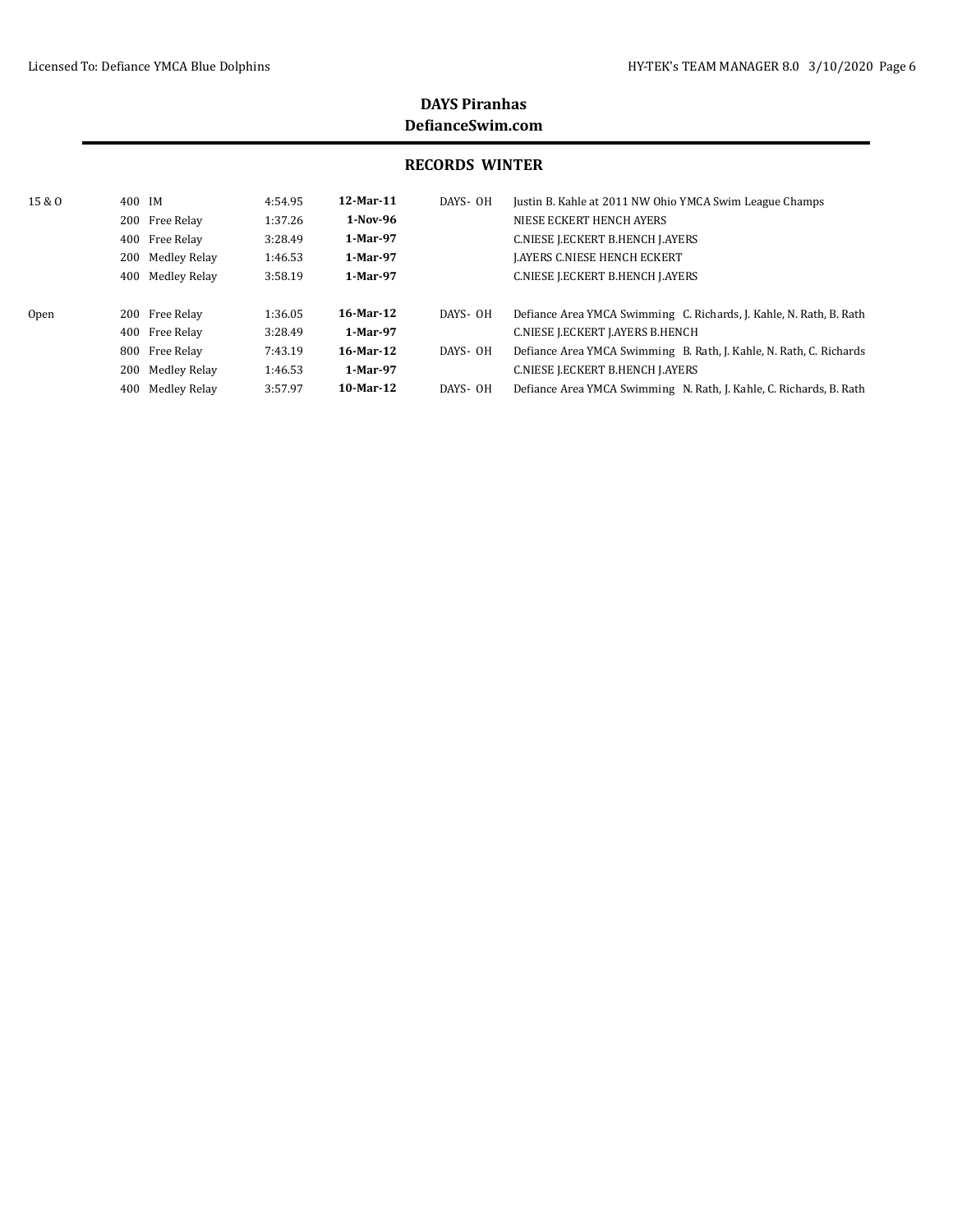**DAYS Piranhas**
**DefianceSwim.com**

## RECORDS WINTER

| | | | | | | |
|---|---|---|---|---|---|---|
| 15 & O | 400 | IM | 4:54.95 | **12-Mar-11** | DAYS- OH | Justin B. Kahle at 2011 NW Ohio YMCA Swim League Champs |
| | 200 | Free Relay | 1:37.26 | **1-Nov-96** | | NIESE ECKERT HENCH AYERS |
| | 400 | Free Relay | 3:28.49 | **1-Mar-97** | | C.NIESE J.ECKERT B.HENCH J.AYERS |
| | 200 | Medley Relay | 1:46.53 | **1-Mar-97** | | J.AYERS C.NIESE HENCH ECKERT |
| | 400 | Medley Relay | 3:58.19 | **1-Mar-97** | | C.NIESE J.ECKERT B.HENCH J.AYERS |
| Open | 200 | Free Relay | 1:36.05 | **16-Mar-12** | DAYS- OH | Defiance Area YMCA Swimming C. Richards, J. Kahle, N. Rath, B. Rath |
| | 400 | Free Relay | 3:28.49 | **1-Mar-97** | | C.NIESE J.ECKERT J.AYERS B.HENCH |
| | 800 | Free Relay | 7:43.19 | **16-Mar-12** | DAYS- OH | Defiance Area YMCA Swimming B. Rath, J. Kahle, N. Rath, C. Richards |
| | 200 | Medley Relay | 1:46.53 | **1-Mar-97** | | C.NIESE J.ECKERT B.HENCH J.AYERS |
| | 400 | Medley Relay | 3:57.97 | **10-Mar-12** | DAYS- OH | Defiance Area YMCA Swimming N. Rath, J. Kahle, C. Richards, B. Rath |